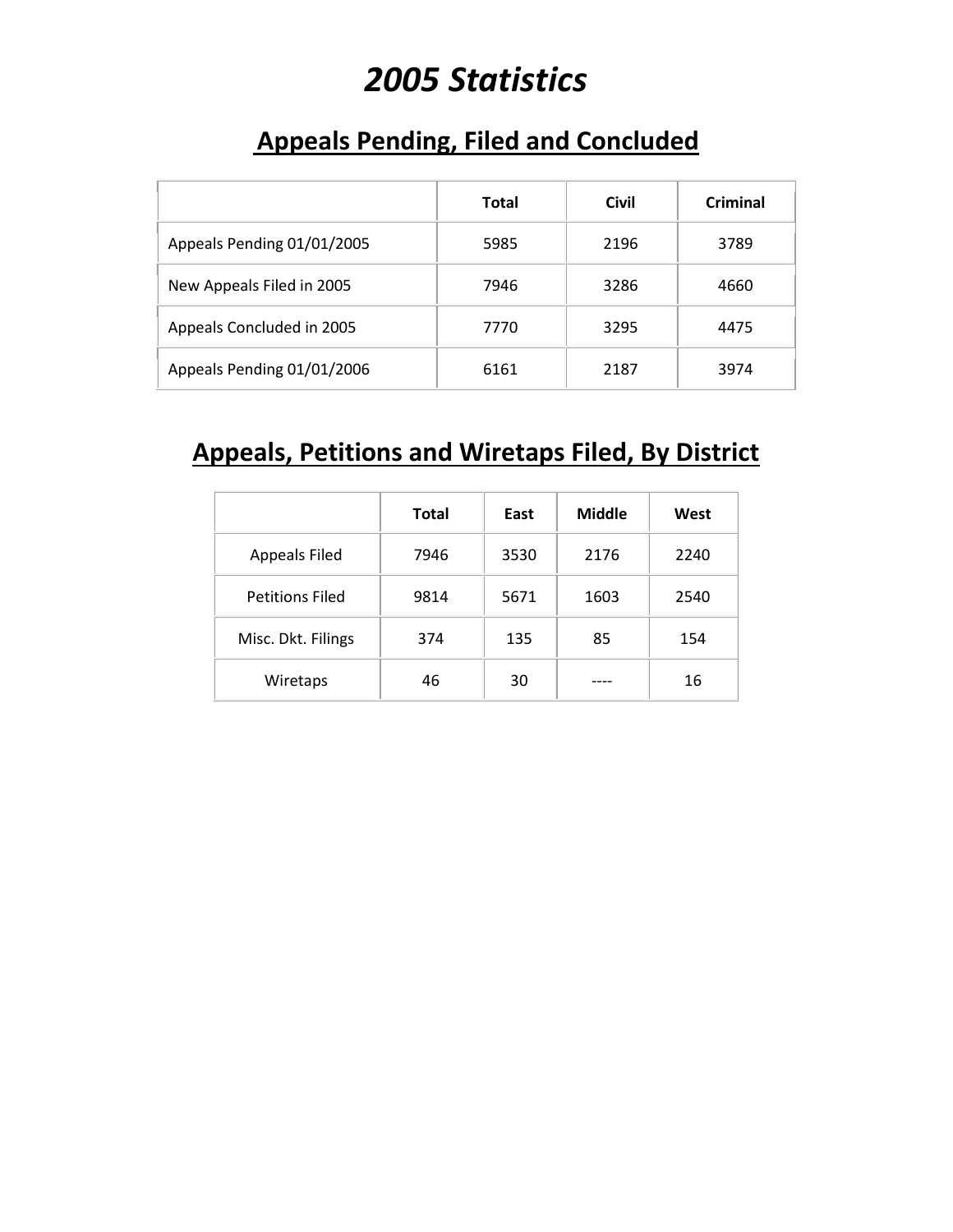# *2005 Statistics*

## Appeals Pending, Filed and Concluded

| | Total | Civil | Criminal |
|---|---|---|---|
| Appeals Pending 01/01/2005 | 5985 | 2196 | 3789 |
| New Appeals Filed in 2005 | 7946 | 3286 | 4660 |
| Appeals Concluded in 2005 | 7770 | 3295 | 4475 |
| Appeals Pending 01/01/2006 | 6161 | 2187 | 3974 |

## Appeals, Petitions and Wiretaps Filed, By District

| | Total | East | Middle | West |
|---|---|---|---|---|
| Appeals Filed | 7946 | 3530 | 2176 | 2240 |
| Petitions Filed | 9814 | 5671 | 1603 | 2540 |
| Misc. Dkt. Filings | 374 | 135 | 85 | 154 |
| Wiretaps | 46 | 30 | ---- | 16 |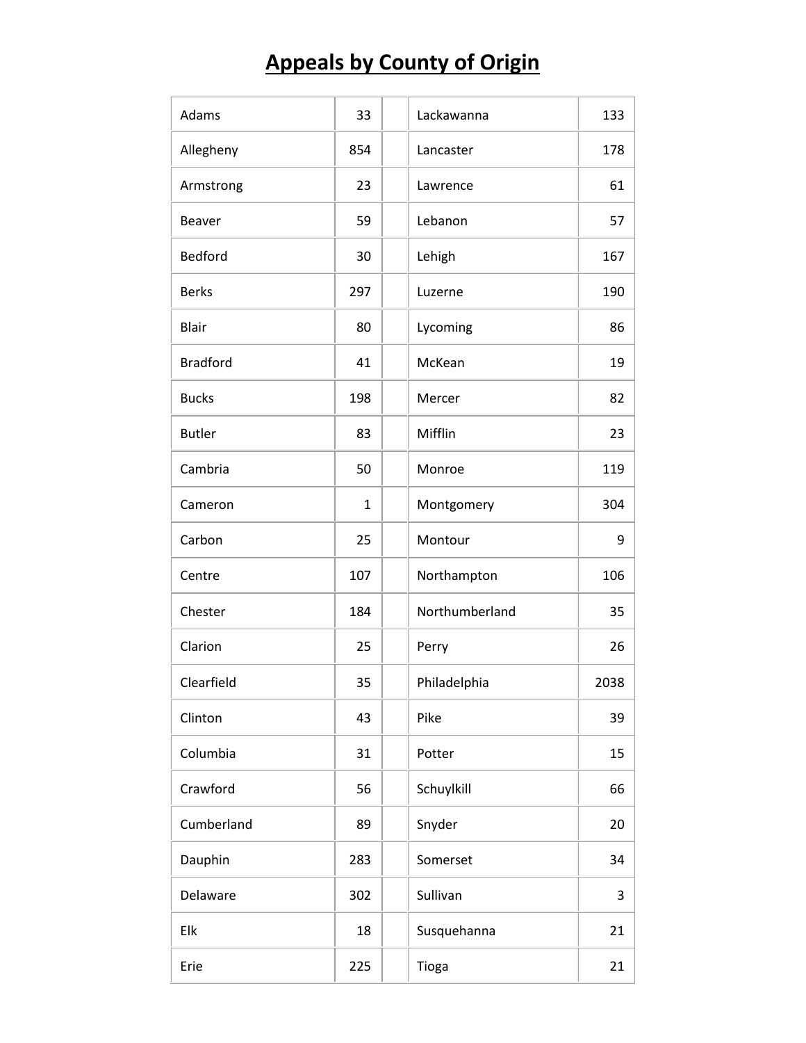# Appeals by County of Origin

| | | | | |
|---|---|---|---|---|
| Adams | 33 | | Lackawanna | 133 |
| Allegheny | 854 | | Lancaster | 178 |
| Armstrong | 23 | | Lawrence | 61 |
| Beaver | 59 | | Lebanon | 57 |
| Bedford | 30 | | Lehigh | 167 |
| Berks | 297 | | Luzerne | 190 |
| Blair | 80 | | Lycoming | 86 |
| Bradford | 41 | | McKean | 19 |
| Bucks | 198 | | Mercer | 82 |
| Butler | 83 | | Mifflin | 23 |
| Cambria | 50 | | Monroe | 119 |
| Cameron | 1 | | Montgomery | 304 |
| Carbon | 25 | | Montour | 9 |
| Centre | 107 | | Northampton | 106 |
| Chester | 184 | | Northumberland | 35 |
| Clarion | 25 | | Perry | 26 |
| Clearfield | 35 | | Philadelphia | 2038 |
| Clinton | 43 | | Pike | 39 |
| Columbia | 31 | | Potter | 15 |
| Crawford | 56 | | Schuylkill | 66 |
| Cumberland | 89 | | Snyder | 20 |
| Dauphin | 283 | | Somerset | 34 |
| Delaware | 302 | | Sullivan | 3 |
| Elk | 18 | | Susquehanna | 21 |
| Erie | 225 | | Tioga | 21 |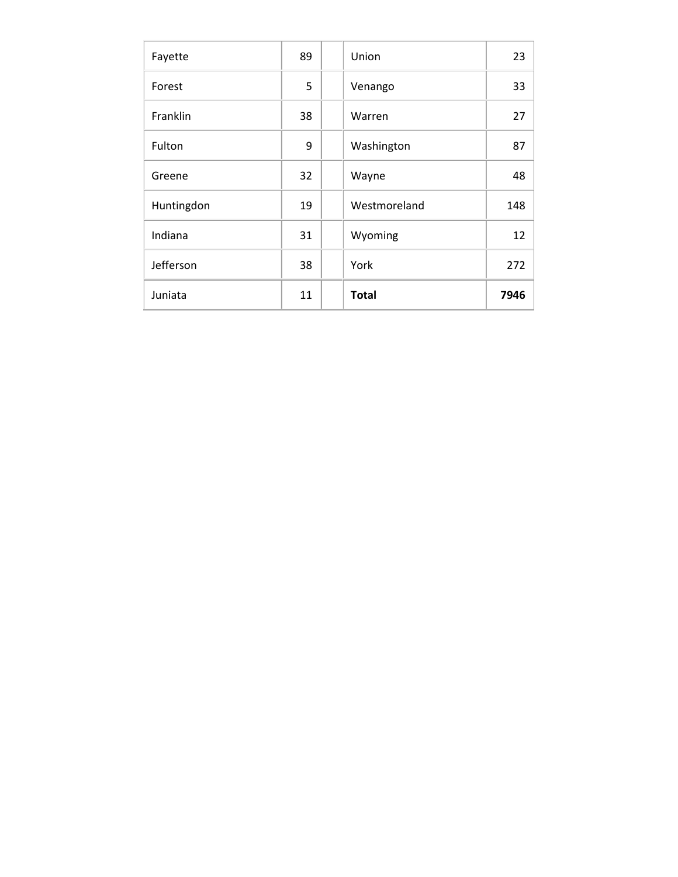| | | | | |
|---|---|---|---|---|
| Fayette | 89 | | Union | 23 |
| Forest | 5 | | Venango | 33 |
| Franklin | 38 | | Warren | 27 |
| Fulton | 9 | | Washington | 87 |
| Greene | 32 | | Wayne | 48 |
| Huntingdon | 19 | | Westmoreland | 148 |
| Indiana | 31 | | Wyoming | 12 |
| Jefferson | 38 | | York | 272 |
| Juniata | 11 | | **Total** | **7946** |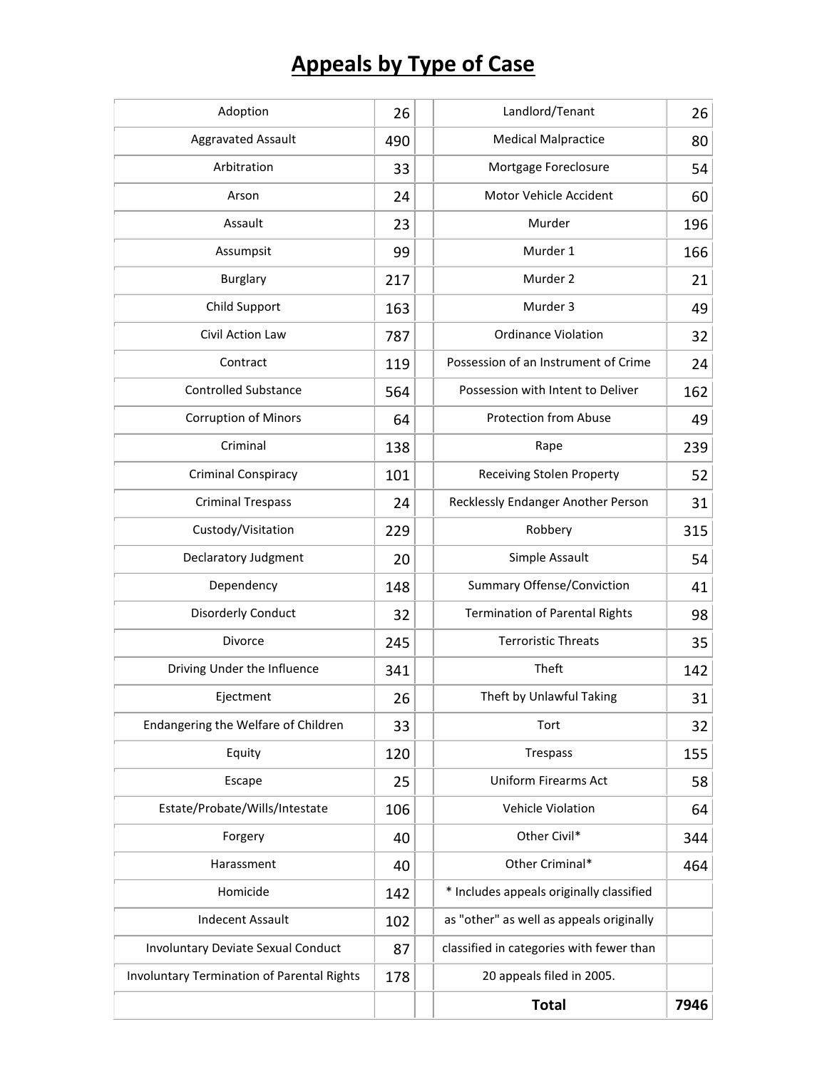# Appeals by Type of Case

| Type of Case | Count | | Type of Case | Count |
|---|---|---|---|---|
| Adoption | 26 | | Landlord/Tenant | 26 |
| Aggravated Assault | 490 | | Medical Malpractice | 80 |
| Arbitration | 33 | | Mortgage Foreclosure | 54 |
| Arson | 24 | | Motor Vehicle Accident | 60 |
| Assault | 23 | | Murder | 196 |
| Assumpsit | 99 | | Murder 1 | 166 |
| Burglary | 217 | | Murder 2 | 21 |
| Child Support | 163 | | Murder 3 | 49 |
| Civil Action Law | 787 | | Ordinance Violation | 32 |
| Contract | 119 | | Possession of an Instrument of Crime | 24 |
| Controlled Substance | 564 | | Possession with Intent to Deliver | 162 |
| Corruption of Minors | 64 | | Protection from Abuse | 49 |
| Criminal | 138 | | Rape | 239 |
| Criminal Conspiracy | 101 | | Receiving Stolen Property | 52 |
| Criminal Trespass | 24 | | Recklessly Endanger Another Person | 31 |
| Custody/Visitation | 229 | | Robbery | 315 |
| Declaratory Judgment | 20 | | Simple Assault | 54 |
| Dependency | 148 | | Summary Offense/Conviction | 41 |
| Disorderly Conduct | 32 | | Termination of Parental Rights | 98 |
| Divorce | 245 | | Terroristic Threats | 35 |
| Driving Under the Influence | 341 | | Theft | 142 |
| Ejectment | 26 | | Theft by Unlawful Taking | 31 |
| Endangering the Welfare of Children | 33 | | Tort | 32 |
| Equity | 120 | | Trespass | 155 |
| Escape | 25 | | Uniform Firearms Act | 58 |
| Estate/Probate/Wills/Intestate | 106 | | Vehicle Violation | 64 |
| Forgery | 40 | | Other Civil* | 344 |
| Harassment | 40 | | Other Criminal* | 464 |
| Homicide | 142 | | * Includes appeals originally classified | |
| Indecent Assault | 102 | | as "other" as well as appeals originally | |
| Involuntary Deviate Sexual Conduct | 87 | | classified in categories with fewer than | |
| Involuntary Termination of Parental Rights | 178 | | 20 appeals filed in 2005. | |
| | | | **Total** | **7946** |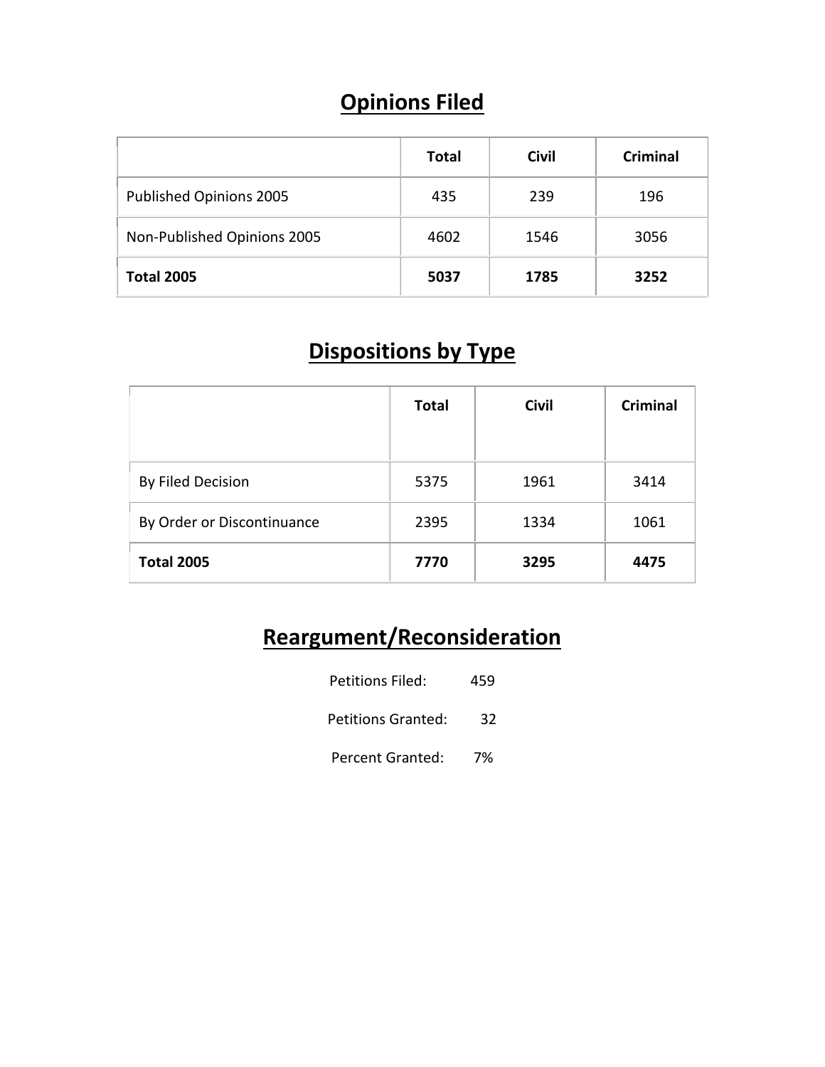## Opinions Filed

| | Total | Civil | Criminal |
|---|---|---|---|
| Published Opinions 2005 | 435 | 239 | 196 |
| Non-Published Opinions 2005 | 4602 | 1546 | 3056 |
| **Total 2005** | **5037** | **1785** | **3252** |

## Dispositions by Type

| | Total | Civil | Criminal |
|---|---|---|---|
| By Filed Decision | 5375 | 1961 | 3414 |
| By Order or Discontinuance | 2395 | 1334 | 1061 |
| **Total 2005** | **7770** | **3295** | **4475** |

## Reargument/Reconsideration

Petitions Filed: 459

Petitions Granted: 32

Percent Granted: 7%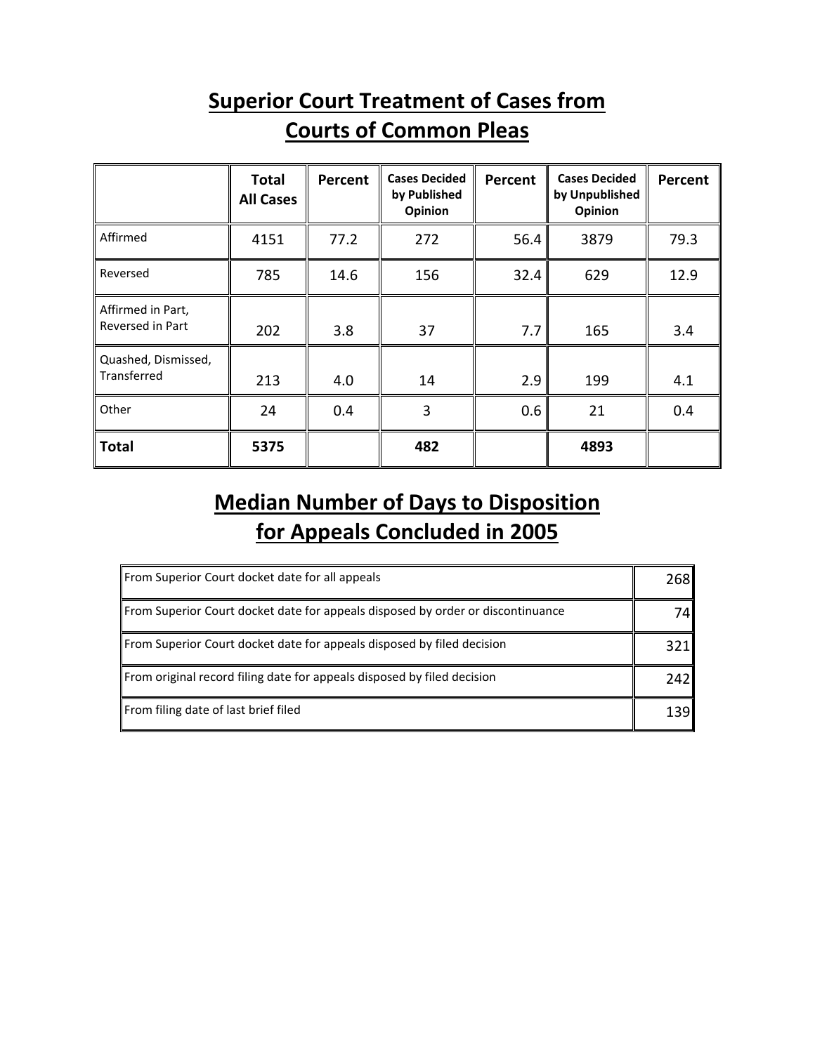## Superior Court Treatment of Cases from Courts of Common Pleas

| | Total All Cases | Percent | Cases Decided by Published Opinion | Percent | Cases Decided by Unpublished Opinion | Percent |
|---|---|---|---|---|---|---|
| Affirmed | 4151 | 77.2 | 272 | 56.4 | 3879 | 79.3 |
| Reversed | 785 | 14.6 | 156 | 32.4 | 629 | 12.9 |
| Affirmed in Part, Reversed in Part | 202 | 3.8 | 37 | 7.7 | 165 | 3.4 |
| Quashed, Dismissed, Transferred | 213 | 4.0 | 14 | 2.9 | 199 | 4.1 |
| Other | 24 | 0.4 | 3 | 0.6 | 21 | 0.4 |
| **Total** | **5375** | | **482** | | **4893** | |

## Median Number of Days to Disposition for Appeals Concluded in 2005

| | |
|---|---|
| From Superior Court docket date for all appeals | 268 |
| From Superior Court docket date for appeals disposed by order or discontinuance | 74 |
| From Superior Court docket date for appeals disposed by filed decision | 321 |
| From original record filing date for appeals disposed by filed decision | 242 |
| From filing date of last brief filed | 139 |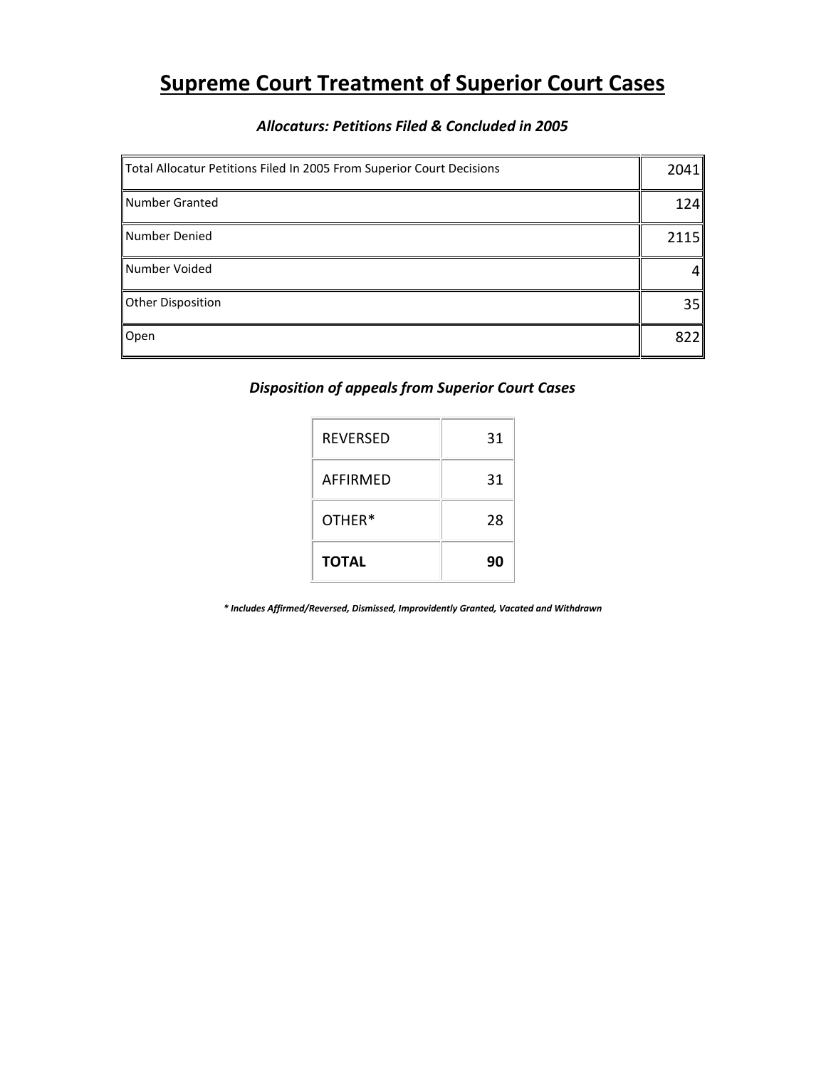# Supreme Court Treatment of Superior Court Cases

### *Allocaturs: Petitions Filed & Concluded in 2005*

| | |
|---|---|
| Total Allocatur Petitions Filed In 2005 From Superior Court Decisions | 2041 |
| Number Granted | 124 |
| Number Denied | 2115 |
| Number Voided | 4 |
| Other Disposition | 35 |
| Open | 822 |

### *Disposition of appeals from Superior Court Cases*

| | |
|---|---|
| REVERSED | 31 |
| AFFIRMED | 31 |
| OTHER* | 28 |
| **TOTAL** | **90** |

***\* Includes Affirmed/Reversed, Dismissed, Improvidently Granted, Vacated and Withdrawn***